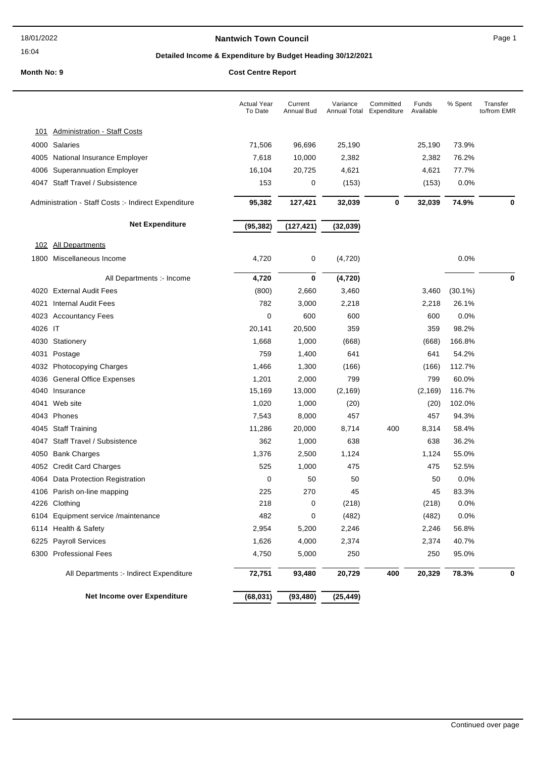# Nantwich Town Council

18/01/2022
16:04

## Detailed Income & Expenditure by Budget Heading 30/12/2021

**Month No: 9** **Cost Centre Report**

| | Actual Year To Date | Current Annual Bud | Variance Annual Total | Committed Expenditure | Funds Available | % Spent | Transfer to/from EMR |
|---|---|---|---|---|---|---|---|
| **101 Administration - Staff Costs** | | | | | | | |
| 4000 Salaries | 71,506 | 96,696 | 25,190 | | 25,190 | 73.9% | |
| 4005 National Insurance Employer | 7,618 | 10,000 | 2,382 | | 2,382 | 76.2% | |
| 4006 Superannuation Employer | 16,104 | 20,725 | 4,621 | | 4,621 | 77.7% | |
| 4047 Staff Travel / Subsistence | 153 | 0 | (153) | | (153) | 0.0% | |
| Administration - Staff Costs :- Indirect Expenditure | **95,382** | **127,421** | **32,039** | **0** | **32,039** | **74.9%** | **0** |
| **Net Expenditure** | **(95,382)** | **(127,421)** | **(32,039)** | | | | |
| **102 All Departments** | | | | | | | |
| 1800 Miscellaneous Income | 4,720 | 0 | (4,720) | | | 0.0% | |
| All Departments :- Income | **4,720** | **0** | **(4,720)** | | | | **0** |
| 4020 External Audit Fees | (800) | 2,660 | 3,460 | | 3,460 | (30.1%) | |
| 4021 Internal Audit Fees | 782 | 3,000 | 2,218 | | 2,218 | 26.1% | |
| 4023 Accountancy Fees | 0 | 600 | 600 | | 600 | 0.0% | |
| 4026 IT | 20,141 | 20,500 | 359 | | 359 | 98.2% | |
| 4030 Stationery | 1,668 | 1,000 | (668) | | (668) | 166.8% | |
| 4031 Postage | 759 | 1,400 | 641 | | 641 | 54.2% | |
| 4032 Photocopying Charges | 1,466 | 1,300 | (166) | | (166) | 112.7% | |
| 4036 General Office Expenses | 1,201 | 2,000 | 799 | | 799 | 60.0% | |
| 4040 Insurance | 15,169 | 13,000 | (2,169) | | (2,169) | 116.7% | |
| 4041 Web site | 1,020 | 1,000 | (20) | | (20) | 102.0% | |
| 4043 Phones | 7,543 | 8,000 | 457 | | 457 | 94.3% | |
| 4045 Staff Training | 11,286 | 20,000 | 8,714 | 400 | 8,314 | 58.4% | |
| 4047 Staff Travel / Subsistence | 362 | 1,000 | 638 | | 638 | 36.2% | |
| 4050 Bank Charges | 1,376 | 2,500 | 1,124 | | 1,124 | 55.0% | |
| 4052 Credit Card Charges | 525 | 1,000 | 475 | | 475 | 52.5% | |
| 4064 Data Protection Registration | 0 | 50 | 50 | | 50 | 0.0% | |
| 4106 Parish on-line mapping | 225 | 270 | 45 | | 45 | 83.3% | |
| 4226 Clothing | 218 | 0 | (218) | | (218) | 0.0% | |
| 6104 Equipment service /maintenance | 482 | 0 | (482) | | (482) | 0.0% | |
| 6114 Health & Safety | 2,954 | 5,200 | 2,246 | | 2,246 | 56.8% | |
| 6225 Payroll Services | 1,626 | 4,000 | 2,374 | | 2,374 | 40.7% | |
| 6300 Professional Fees | 4,750 | 5,000 | 250 | | 250 | 95.0% | |
| All Departments :- Indirect Expenditure | **72,751** | **93,480** | **20,729** | **400** | **20,329** | **78.3%** | **0** |
| **Net Income over Expenditure** | **(68,031)** | **(93,480)** | **(25,449)** | | | | |

Continued over page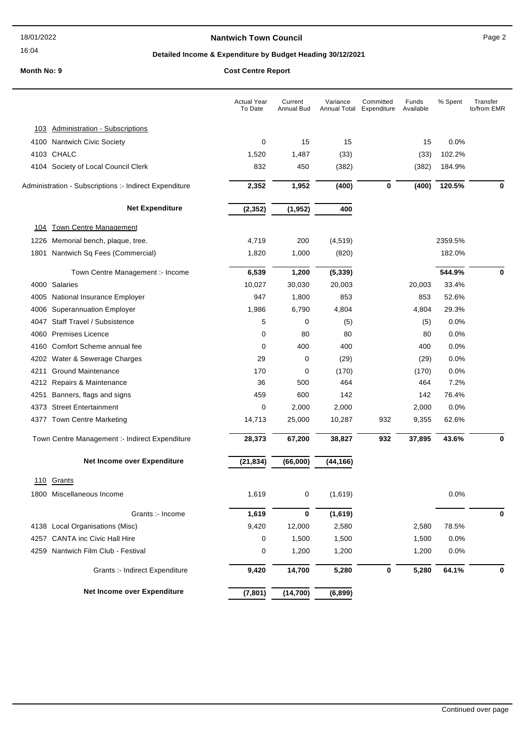# Nantwich Town Council

## Detailed Income & Expenditure by Budget Heading 30/12/2021

**Month No: 9**

**Cost Centre Report**

| | Actual Year To Date | Current Annual Bud | Variance Annual Total | Committed Expenditure | Funds Available | % Spent | Transfer to/from EMR |
|---|---|---|---|---|---|---|---|
| **103 Administration - Subscriptions** | | | | | | | |
| 4100 Nantwich Civic Society | 0 | 15 | 15 | | 15 | 0.0% | |
| 4103 CHALC | 1,520 | 1,487 | (33) | | (33) | 102.2% | |
| 4104 Society of Local Council Clerk | 832 | 450 | (382) | | (382) | 184.9% | |
| Administration - Subscriptions :- Indirect Expenditure | **2,352** | **1,952** | **(400)** | **0** | **(400)** | **120.5%** | **0** |
| **Net Expenditure** | **(2,352)** | **(1,952)** | **400** | | | | |
| **104 Town Centre Management** | | | | | | | |
| 1226 Memorial bench, plaque, tree. | 4,719 | 200 | (4,519) | | | 2359.5% | |
| 1801 Nantwich Sq Fees (Commercial) | 1,820 | 1,000 | (820) | | | 182.0% | |
| Town Centre Management :- Income | **6,539** | **1,200** | **(5,339)** | | | **544.9%** | **0** |
| 4000 Salaries | 10,027 | 30,030 | 20,003 | | 20,003 | 33.4% | |
| 4005 National Insurance Employer | 947 | 1,800 | 853 | | 853 | 52.6% | |
| 4006 Superannuation Employer | 1,986 | 6,790 | 4,804 | | 4,804 | 29.3% | |
| 4047 Staff Travel / Subsistence | 5 | 0 | (5) | | (5) | 0.0% | |
| 4060 Premises Licence | 0 | 80 | 80 | | 80 | 0.0% | |
| 4160 Comfort Scheme annual fee | 0 | 400 | 400 | | 400 | 0.0% | |
| 4202 Water & Sewerage Charges | 29 | 0 | (29) | | (29) | 0.0% | |
| 4211 Ground Maintenance | 170 | 0 | (170) | | (170) | 0.0% | |
| 4212 Repairs & Maintenance | 36 | 500 | 464 | | 464 | 7.2% | |
| 4251 Banners, flags and signs | 459 | 600 | 142 | | 142 | 76.4% | |
| 4373 Street Entertainment | 0 | 2,000 | 2,000 | | 2,000 | 0.0% | |
| 4377 Town Centre Marketing | 14,713 | 25,000 | 10,287 | 932 | 9,355 | 62.6% | |
| Town Centre Management :- Indirect Expenditure | **28,373** | **67,200** | **38,827** | **932** | **37,895** | **43.6%** | **0** |
| **Net Income over Expenditure** | **(21,834)** | **(66,000)** | **(44,166)** | | | | |
| **110 Grants** | | | | | | | |
| 1800 Miscellaneous Income | 1,619 | 0 | (1,619) | | | 0.0% | |
| Grants :- Income | **1,619** | **0** | **(1,619)** | | | | **0** |
| 4138 Local Organisations (Misc) | 9,420 | 12,000 | 2,580 | | 2,580 | 78.5% | |
| 4257 CANTA inc Civic Hall Hire | 0 | 1,500 | 1,500 | | 1,500 | 0.0% | |
| 4259 Nantwich Film Club - Festival | 0 | 1,200 | 1,200 | | 1,200 | 0.0% | |
| Grants :- Indirect Expenditure | **9,420** | **14,700** | **5,280** | **0** | **5,280** | **64.1%** | **0** |
| **Net Income over Expenditure** | **(7,801)** | **(14,700)** | **(6,899)** | | | | |

Continued over page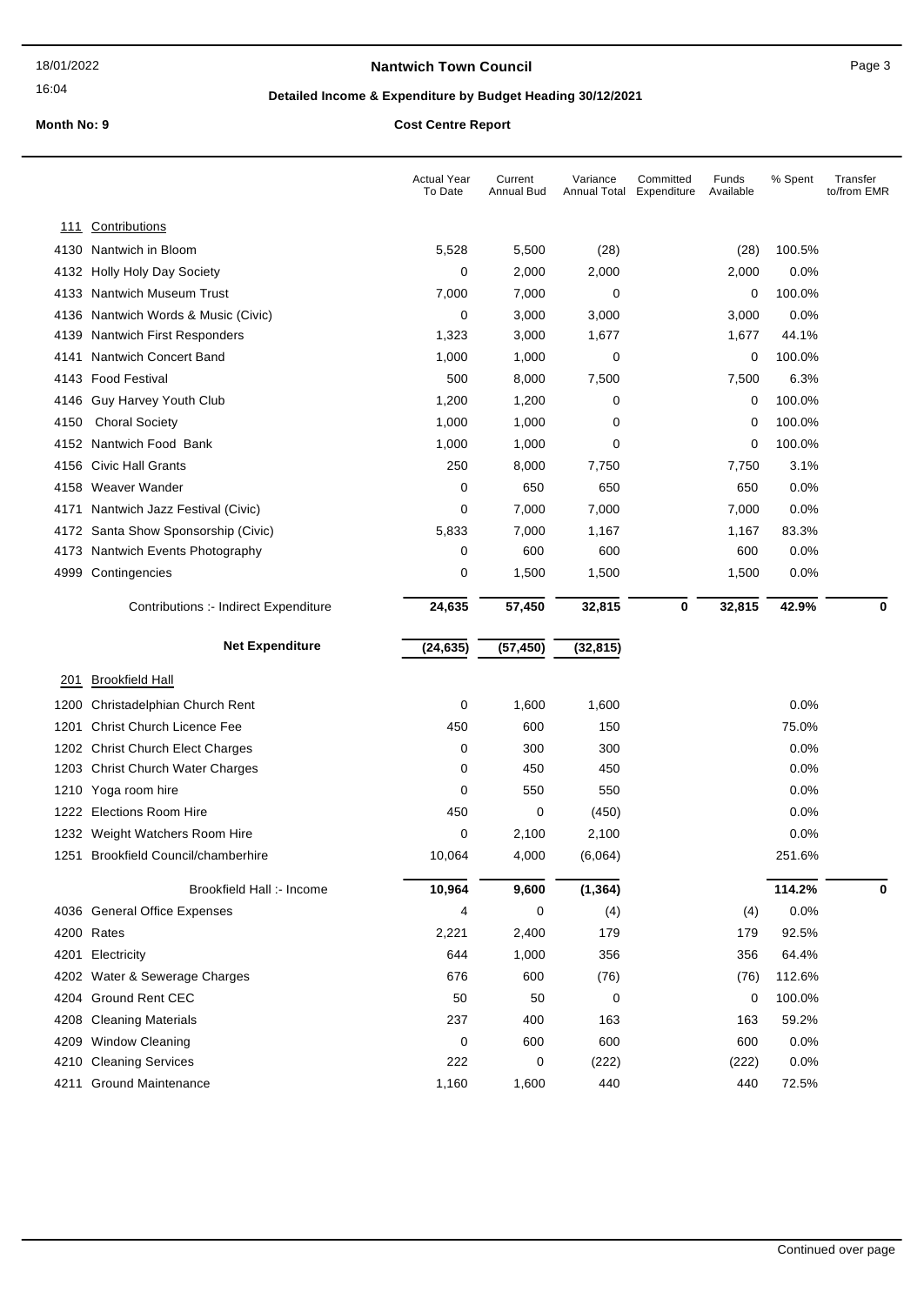**Nantwich Town Council**

18/01/2022
16:04

**Detailed Income & Expenditure by Budget Heading 30/12/2021**

**Month No: 9** **Cost Centre Report**

| | Actual Year To Date | Current Annual Bud | Variance Annual Total | Committed Expenditure | Funds Available | % Spent | Transfer to/from EMR |
|---|---|---|---|---|---|---|---|
| **111 Contributions** | | | | | | | |
| 4130 Nantwich in Bloom | 5,528 | 5,500 | (28) | | (28) | 100.5% | |
| 4132 Holly Holy Day Society | 0 | 2,000 | 2,000 | | 2,000 | 0.0% | |
| 4133 Nantwich Museum Trust | 7,000 | 7,000 | 0 | | 0 | 100.0% | |
| 4136 Nantwich Words & Music (Civic) | 0 | 3,000 | 3,000 | | 3,000 | 0.0% | |
| 4139 Nantwich First Responders | 1,323 | 3,000 | 1,677 | | 1,677 | 44.1% | |
| 4141 Nantwich Concert Band | 1,000 | 1,000 | 0 | | 0 | 100.0% | |
| 4143 Food Festival | 500 | 8,000 | 7,500 | | 7,500 | 6.3% | |
| 4146 Guy Harvey Youth Club | 1,200 | 1,200 | 0 | | 0 | 100.0% | |
| 4150 Choral Society | 1,000 | 1,000 | 0 | | 0 | 100.0% | |
| 4152 Nantwich Food Bank | 1,000 | 1,000 | 0 | | 0 | 100.0% | |
| 4156 Civic Hall Grants | 250 | 8,000 | 7,750 | | 7,750 | 3.1% | |
| 4158 Weaver Wander | 0 | 650 | 650 | | 650 | 0.0% | |
| 4171 Nantwich Jazz Festival (Civic) | 0 | 7,000 | 7,000 | | 7,000 | 0.0% | |
| 4172 Santa Show Sponsorship (Civic) | 5,833 | 7,000 | 1,167 | | 1,167 | 83.3% | |
| 4173 Nantwich Events Photography | 0 | 600 | 600 | | 600 | 0.0% | |
| 4999 Contingencies | 0 | 1,500 | 1,500 | | 1,500 | 0.0% | |
| Contributions :- Indirect Expenditure | **24,635** | **57,450** | **32,815** | **0** | **32,815** | **42.9%** | **0** |
| **Net Expenditure** | **(24,635)** | **(57,450)** | **(32,815)** | | | | |
| **201 Brookfield Hall** | | | | | | | |
| 1200 Christadelphian Church Rent | 0 | 1,600 | 1,600 | | | 0.0% | |
| 1201 Christ Church Licence Fee | 450 | 600 | 150 | | | 75.0% | |
| 1202 Christ Church Elect Charges | 0 | 300 | 300 | | | 0.0% | |
| 1203 Christ Church Water Charges | 0 | 450 | 450 | | | 0.0% | |
| 1210 Yoga room hire | 0 | 550 | 550 | | | 0.0% | |
| 1222 Elections Room Hire | 450 | 0 | (450) | | | 0.0% | |
| 1232 Weight Watchers Room Hire | 0 | 2,100 | 2,100 | | | 0.0% | |
| 1251 Brookfield Council/chamberhire | 10,064 | 4,000 | (6,064) | | | 251.6% | |
| Brookfield Hall :- Income | **10,964** | **9,600** | **(1,364)** | | | **114.2%** | **0** |
| 4036 General Office Expenses | 4 | 0 | (4) | | (4) | 0.0% | |
| 4200 Rates | 2,221 | 2,400 | 179 | | 179 | 92.5% | |
| 4201 Electricity | 644 | 1,000 | 356 | | 356 | 64.4% | |
| 4202 Water & Sewerage Charges | 676 | 600 | (76) | | (76) | 112.6% | |
| 4204 Ground Rent CEC | 50 | 50 | 0 | | 0 | 100.0% | |
| 4208 Cleaning Materials | 237 | 400 | 163 | | 163 | 59.2% | |
| 4209 Window Cleaning | 0 | 600 | 600 | | 600 | 0.0% | |
| 4210 Cleaning Services | 222 | 0 | (222) | | (222) | 0.0% | |
| 4211 Ground Maintenance | 1,160 | 1,600 | 440 | | 440 | 72.5% | |

Continued over page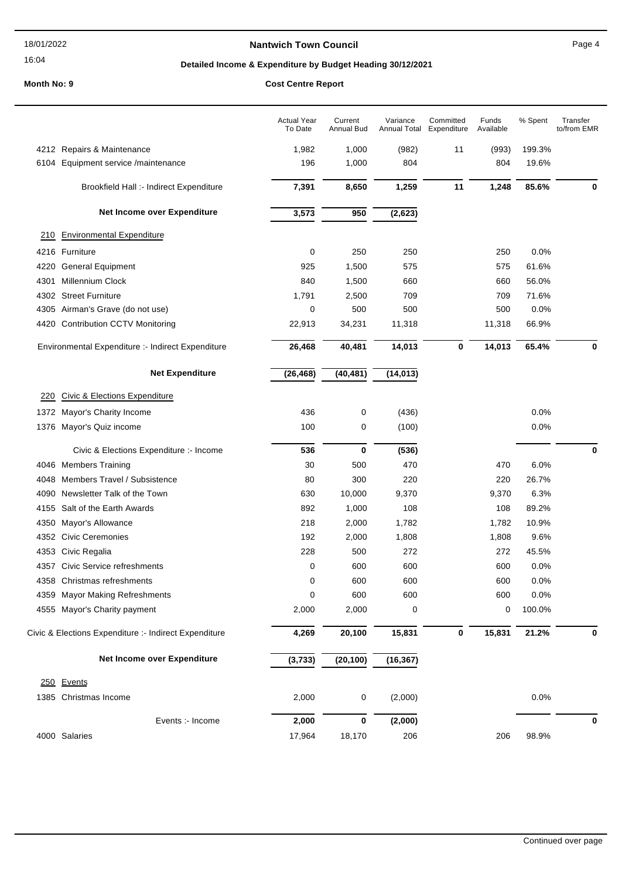**Nantwich Town Council**

**Detailed Income & Expenditure by Budget Heading 30/12/2021**

**Month No: 9** **Cost Centre Report**

| | Actual Year To Date | Current Annual Bud | Variance Annual Total | Committed Expenditure | Funds Available | % Spent | Transfer to/from EMR |
|---|---|---|---|---|---|---|---|
| 4212 Repairs & Maintenance | 1,982 | 1,000 | (982) | 11 | (993) | 199.3% | |
| 6104 Equipment service /maintenance | 196 | 1,000 | 804 | | 804 | 19.6% | |
| Brookfield Hall :- Indirect Expenditure | **7,391** | **8,650** | **1,259** | **11** | **1,248** | **85.6%** | **0** |
| **Net Income over Expenditure** | **3,573** | **950** | **(2,623)** | | | | |
| 210 Environmental Expenditure | | | | | | | |
| 4216 Furniture | 0 | 250 | 250 | | 250 | 0.0% | |
| 4220 General Equipment | 925 | 1,500 | 575 | | 575 | 61.6% | |
| 4301 Millennium Clock | 840 | 1,500 | 660 | | 660 | 56.0% | |
| 4302 Street Furniture | 1,791 | 2,500 | 709 | | 709 | 71.6% | |
| 4305 Airman's Grave (do not use) | 0 | 500 | 500 | | 500 | 0.0% | |
| 4420 Contribution CCTV Monitoring | 22,913 | 34,231 | 11,318 | | 11,318 | 66.9% | |
| Environmental Expenditure :- Indirect Expenditure | **26,468** | **40,481** | **14,013** | **0** | **14,013** | **65.4%** | **0** |
| **Net Expenditure** | **(26,468)** | **(40,481)** | **(14,013)** | | | | |
| 220 Civic & Elections Expenditure | | | | | | | |
| 1372 Mayor's Charity Income | 436 | 0 | (436) | | | 0.0% | |
| 1376 Mayor's Quiz income | 100 | 0 | (100) | | | 0.0% | |
| Civic & Elections Expenditure :- Income | **536** | **0** | **(536)** | | | | **0** |
| 4046 Members Training | 30 | 500 | 470 | | 470 | 6.0% | |
| 4048 Members Travel / Subsistence | 80 | 300 | 220 | | 220 | 26.7% | |
| 4090 Newsletter Talk of the Town | 630 | 10,000 | 9,370 | | 9,370 | 6.3% | |
| 4155 Salt of the Earth Awards | 892 | 1,000 | 108 | | 108 | 89.2% | |
| 4350 Mayor's Allowance | 218 | 2,000 | 1,782 | | 1,782 | 10.9% | |
| 4352 Civic Ceremonies | 192 | 2,000 | 1,808 | | 1,808 | 9.6% | |
| 4353 Civic Regalia | 228 | 500 | 272 | | 272 | 45.5% | |
| 4357 Civic Service refreshments | 0 | 600 | 600 | | 600 | 0.0% | |
| 4358 Christmas refreshments | 0 | 600 | 600 | | 600 | 0.0% | |
| 4359 Mayor Making Refreshments | 0 | 600 | 600 | | 600 | 0.0% | |
| 4555 Mayor's Charity payment | 2,000 | 2,000 | 0 | | 0 | 100.0% | |
| Civic & Elections Expenditure :- Indirect Expenditure | **4,269** | **20,100** | **15,831** | **0** | **15,831** | **21.2%** | **0** |
| **Net Income over Expenditure** | **(3,733)** | **(20,100)** | **(16,367)** | | | | |
| 250 Events | | | | | | | |
| 1385 Christmas Income | 2,000 | 0 | (2,000) | | | 0.0% | |
| Events :- Income | **2,000** | **0** | **(2,000)** | | | | **0** |
| 4000 Salaries | 17,964 | 18,170 | 206 | | 206 | 98.9% | |

Continued over page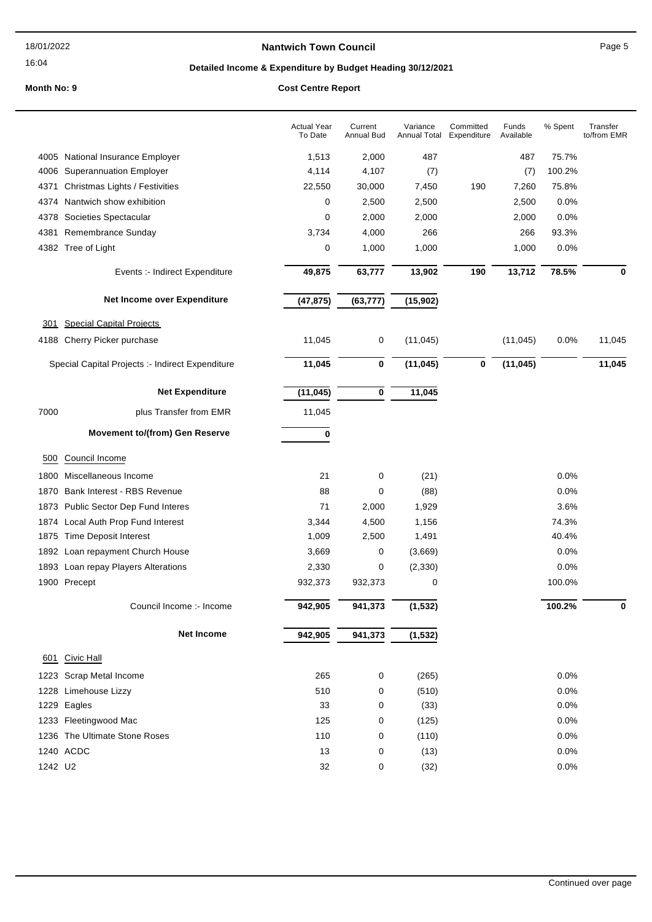18/01/2022

16:04

**Nantwich Town Council**

**Detailed Income & Expenditure by Budget Heading 30/12/2021**

**Month No: 9** **Cost Centre Report**

| | | Actual Year To Date | Current Annual Bud | Variance Annual Total | Committed Expenditure | Funds Available | % Spent | Transfer to/from EMR |
|---|---|---|---|---|---|---|---|---|
| 4005 | National Insurance Employer | 1,513 | 2,000 | 487 | | 487 | 75.7% | |
| 4006 | Superannuation Employer | 4,114 | 4,107 | (7) | | (7) | 100.2% | |
| 4371 | Christmas Lights / Festivities | 22,550 | 30,000 | 7,450 | 190 | 7,260 | 75.8% | |
| 4374 | Nantwich show exhibition | 0 | 2,500 | 2,500 | | 2,500 | 0.0% | |
| 4378 | Societies Spectacular | 0 | 2,000 | 2,000 | | 2,000 | 0.0% | |
| 4381 | Remembrance Sunday | 3,734 | 4,000 | 266 | | 266 | 93.3% | |
| 4382 | Tree of Light | 0 | 1,000 | 1,000 | | 1,000 | 0.0% | |
| | Events :- Indirect Expenditure | **49,875** | **63,777** | **13,902** | **190** | **13,712** | **78.5%** | **0** |
| | **Net Income over Expenditure** | **(47,875)** | **(63,777)** | **(15,902)** | | | | |
| 301 | Special Capital Projects | | | | | | | |
| 4188 | Cherry Picker purchase | 11,045 | 0 | (11,045) | | (11,045) | 0.0% | 11,045 |
| | Special Capital Projects :- Indirect Expenditure | **11,045** | **0** | **(11,045)** | **0** | **(11,045)** | | **11,045** |
| | **Net Expenditure** | **(11,045)** | **0** | **11,045** | | | | |
| 7000 | plus Transfer from EMR | 11,045 | | | | | | |
| | **Movement to/(from) Gen Reserve** | **0** | | | | | | |
| 500 | Council Income | | | | | | | |
| 1800 | Miscellaneous Income | 21 | 0 | (21) | | | 0.0% | |
| 1870 | Bank Interest - RBS Revenue | 88 | 0 | (88) | | | 0.0% | |
| 1873 | Public Sector Dep Fund Interes | 71 | 2,000 | 1,929 | | | 3.6% | |
| 1874 | Local Auth Prop Fund Interest | 3,344 | 4,500 | 1,156 | | | 74.3% | |
| 1875 | Time Deposit Interest | 1,009 | 2,500 | 1,491 | | | 40.4% | |
| 1892 | Loan repayment Church House | 3,669 | 0 | (3,669) | | | 0.0% | |
| 1893 | Loan repay Players Alterations | 2,330 | 0 | (2,330) | | | 0.0% | |
| 1900 | Precept | 932,373 | 932,373 | 0 | | | 100.0% | |
| | Council Income :- Income | **942,905** | **941,373** | **(1,532)** | | | **100.2%** | **0** |
| | **Net Income** | **942,905** | **941,373** | **(1,532)** | | | | |
| 601 | Civic Hall | | | | | | | |
| 1223 | Scrap Metal Income | 265 | 0 | (265) | | | 0.0% | |
| 1228 | Limehouse Lizzy | 510 | 0 | (510) | | | 0.0% | |
| 1229 | Eagles | 33 | 0 | (33) | | | 0.0% | |
| 1233 | Fleetingwood Mac | 125 | 0 | (125) | | | 0.0% | |
| 1236 | The Ultimate Stone Roses | 110 | 0 | (110) | | | 0.0% | |
| 1240 | ACDC | 13 | 0 | (13) | | | 0.0% | |
| 1242 | U2 | 32 | 0 | (32) | | | 0.0% | |

Continued over page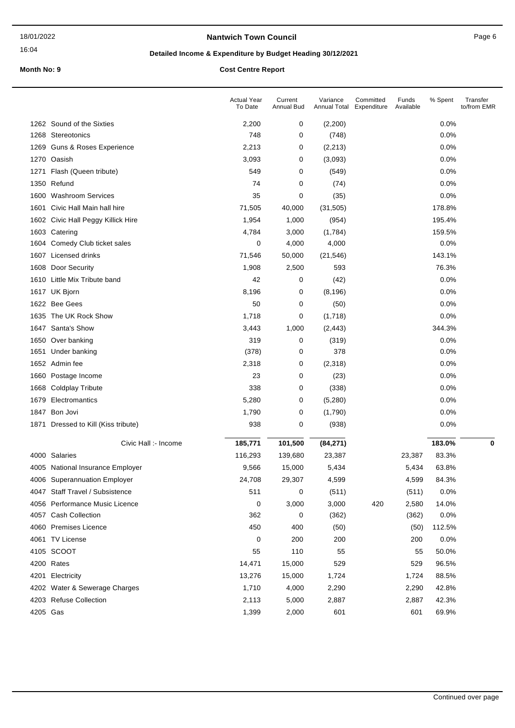**Nantwich Town Council**

**Detailed Income & Expenditure by Budget Heading 30/12/2021**

**Month No: 9**

**Cost Centre Report**

| | | Actual Year To Date | Current Annual Bud | Variance Annual Total | Committed Expenditure | Funds Available | % Spent | Transfer to/from EMR |
|---|---|---|---|---|---|---|---|---|
| 1262 | Sound of the Sixties | 2,200 | 0 | (2,200) | | | 0.0% | |
| 1268 | Stereotonics | 748 | 0 | (748) | | | 0.0% | |
| 1269 | Guns & Roses Experience | 2,213 | 0 | (2,213) | | | 0.0% | |
| 1270 | Oasish | 3,093 | 0 | (3,093) | | | 0.0% | |
| 1271 | Flash (Queen tribute) | 549 | 0 | (549) | | | 0.0% | |
| 1350 | Refund | 74 | 0 | (74) | | | 0.0% | |
| 1600 | Washroom Services | 35 | 0 | (35) | | | 0.0% | |
| 1601 | Civic Hall Main hall hire | 71,505 | 40,000 | (31,505) | | | 178.8% | |
| 1602 | Civic Hall Peggy Killick Hire | 1,954 | 1,000 | (954) | | | 195.4% | |
| 1603 | Catering | 4,784 | 3,000 | (1,784) | | | 159.5% | |
| 1604 | Comedy Club ticket sales | 0 | 4,000 | 4,000 | | | 0.0% | |
| 1607 | Licensed drinks | 71,546 | 50,000 | (21,546) | | | 143.1% | |
| 1608 | Door Security | 1,908 | 2,500 | 593 | | | 76.3% | |
| 1610 | Little Mix Tribute band | 42 | 0 | (42) | | | 0.0% | |
| 1617 | UK Bjorn | 8,196 | 0 | (8,196) | | | 0.0% | |
| 1622 | Bee Gees | 50 | 0 | (50) | | | 0.0% | |
| 1635 | The UK Rock Show | 1,718 | 0 | (1,718) | | | 0.0% | |
| 1647 | Santa's Show | 3,443 | 1,000 | (2,443) | | | 344.3% | |
| 1650 | Over banking | 319 | 0 | (319) | | | 0.0% | |
| 1651 | Under banking | (378) | 0 | 378 | | | 0.0% | |
| 1652 | Admin fee | 2,318 | 0 | (2,318) | | | 0.0% | |
| 1660 | Postage Income | 23 | 0 | (23) | | | 0.0% | |
| 1668 | Coldplay Tribute | 338 | 0 | (338) | | | 0.0% | |
| 1679 | Electromantics | 5,280 | 0 | (5,280) | | | 0.0% | |
| 1847 | Bon Jovi | 1,790 | 0 | (1,790) | | | 0.0% | |
| 1871 | Dressed to Kill (Kiss tribute) | 938 | 0 | (938) | | | 0.0% | |
| | Civic Hall :- Income | **185,771** | **101,500** | **(84,271)** | | | **183.0%** | **0** |
| 4000 | Salaries | 116,293 | 139,680 | 23,387 | | 23,387 | 83.3% | |
| 4005 | National Insurance Employer | 9,566 | 15,000 | 5,434 | | 5,434 | 63.8% | |
| 4006 | Superannuation Employer | 24,708 | 29,307 | 4,599 | | 4,599 | 84.3% | |
| 4047 | Staff Travel / Subsistence | 511 | 0 | (511) | | (511) | 0.0% | |
| 4056 | Performance Music Licence | 0 | 3,000 | 3,000 | 420 | 2,580 | 14.0% | |
| 4057 | Cash Collection | 362 | 0 | (362) | | (362) | 0.0% | |
| 4060 | Premises Licence | 450 | 400 | (50) | | (50) | 112.5% | |
| 4061 | TV License | 0 | 200 | 200 | | 200 | 0.0% | |
| 4105 | SCOOT | 55 | 110 | 55 | | 55 | 50.0% | |
| 4200 | Rates | 14,471 | 15,000 | 529 | | 529 | 96.5% | |
| 4201 | Electricity | 13,276 | 15,000 | 1,724 | | 1,724 | 88.5% | |
| 4202 | Water & Sewerage Charges | 1,710 | 4,000 | 2,290 | | 2,290 | 42.8% | |
| 4203 | Refuse Collection | 2,113 | 5,000 | 2,887 | | 2,887 | 42.3% | |
| 4205 | Gas | 1,399 | 2,000 | 601 | | 601 | 69.9% | |

Continued over page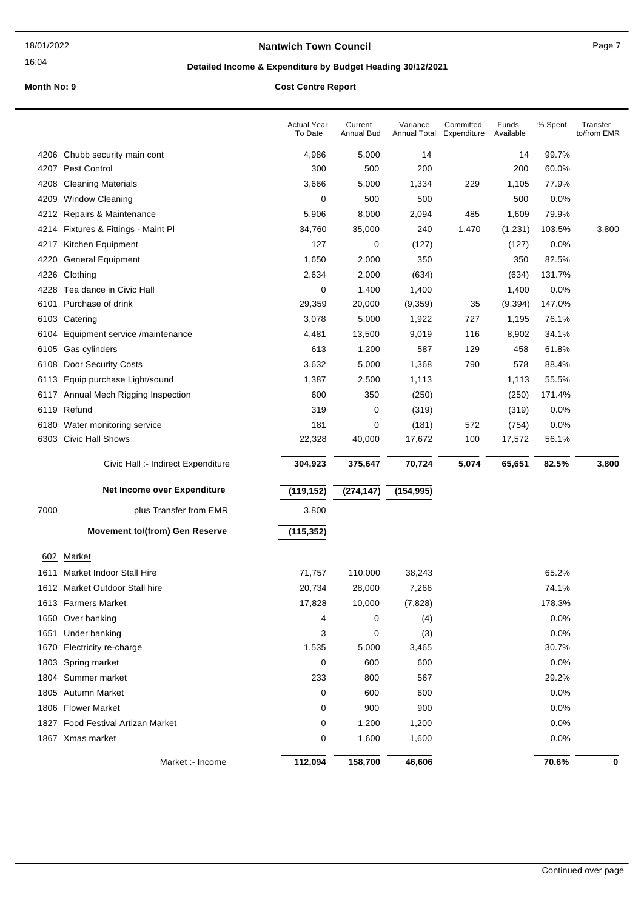**Nantwich Town Council**

**Detailed Income & Expenditure by Budget Heading 30/12/2021**

**Month No: 9** **Cost Centre Report**

| | | Actual Year To Date | Current Annual Bud | Variance Annual Total | Committed Expenditure | Funds Available | % Spent | Transfer to/from EMR |
|---|---|---|---|---|---|---|---|---|
| 4206 | Chubb security main cont | 4,986 | 5,000 | 14 | | 14 | 99.7% | |
| 4207 | Pest Control | 300 | 500 | 200 | | 200 | 60.0% | |
| 4208 | Cleaning Materials | 3,666 | 5,000 | 1,334 | 229 | 1,105 | 77.9% | |
| 4209 | Window Cleaning | 0 | 500 | 500 | | 500 | 0.0% | |
| 4212 | Repairs & Maintenance | 5,906 | 8,000 | 2,094 | 485 | 1,609 | 79.9% | |
| 4214 | Fixtures & Fittings - Maint Pl | 34,760 | 35,000 | 240 | 1,470 | (1,231) | 103.5% | 3,800 |
| 4217 | Kitchen Equipment | 127 | 0 | (127) | | (127) | 0.0% | |
| 4220 | General Equipment | 1,650 | 2,000 | 350 | | 350 | 82.5% | |
| 4226 | Clothing | 2,634 | 2,000 | (634) | | (634) | 131.7% | |
| 4228 | Tea dance in Civic Hall | 0 | 1,400 | 1,400 | | 1,400 | 0.0% | |
| 6101 | Purchase of drink | 29,359 | 20,000 | (9,359) | 35 | (9,394) | 147.0% | |
| 6103 | Catering | 3,078 | 5,000 | 1,922 | 727 | 1,195 | 76.1% | |
| 6104 | Equipment service /maintenance | 4,481 | 13,500 | 9,019 | 116 | 8,902 | 34.1% | |
| 6105 | Gas cylinders | 613 | 1,200 | 587 | 129 | 458 | 61.8% | |
| 6108 | Door Security Costs | 3,632 | 5,000 | 1,368 | 790 | 578 | 88.4% | |
| 6113 | Equip purchase Light/sound | 1,387 | 2,500 | 1,113 | | 1,113 | 55.5% | |
| 6117 | Annual Mech Rigging Inspection | 600 | 350 | (250) | | (250) | 171.4% | |
| 6119 | Refund | 319 | 0 | (319) | | (319) | 0.0% | |
| 6180 | Water monitoring service | 181 | 0 | (181) | 572 | (754) | 0.0% | |
| 6303 | Civic Hall Shows | 22,328 | 40,000 | 17,672 | 100 | 17,572 | 56.1% | |
| | Civic Hall :- Indirect Expenditure | **304,923** | **375,647** | **70,724** | **5,074** | **65,651** | **82.5%** | **3,800** |
| | **Net Income over Expenditure** | **(119,152)** | **(274,147)** | **(154,995)** | | | | |
| 7000 | plus Transfer from EMR | 3,800 | | | | | | |
| | **Movement to/(from) Gen Reserve** | **(115,352)** | | | | | | |
| 602 | Market | | | | | | | |
| 1611 | Market Indoor Stall Hire | 71,757 | 110,000 | 38,243 | | | 65.2% | |
| 1612 | Market Outdoor Stall hire | 20,734 | 28,000 | 7,266 | | | 74.1% | |
| 1613 | Farmers Market | 17,828 | 10,000 | (7,828) | | | 178.3% | |
| 1650 | Over banking | 4 | 0 | (4) | | | 0.0% | |
| 1651 | Under banking | 3 | 0 | (3) | | | 0.0% | |
| 1670 | Electricity re-charge | 1,535 | 5,000 | 3,465 | | | 30.7% | |
| 1803 | Spring market | 0 | 600 | 600 | | | 0.0% | |
| 1804 | Summer market | 233 | 800 | 567 | | | 29.2% | |
| 1805 | Autumn Market | 0 | 600 | 600 | | | 0.0% | |
| 1806 | Flower Market | 0 | 900 | 900 | | | 0.0% | |
| 1827 | Food Festival Artizan Market | 0 | 1,200 | 1,200 | | | 0.0% | |
| 1867 | Xmas market | 0 | 1,600 | 1,600 | | | 0.0% | |
| | Market :- Income | **112,094** | **158,700** | **46,606** | | | **70.6%** | **0** |

Continued over page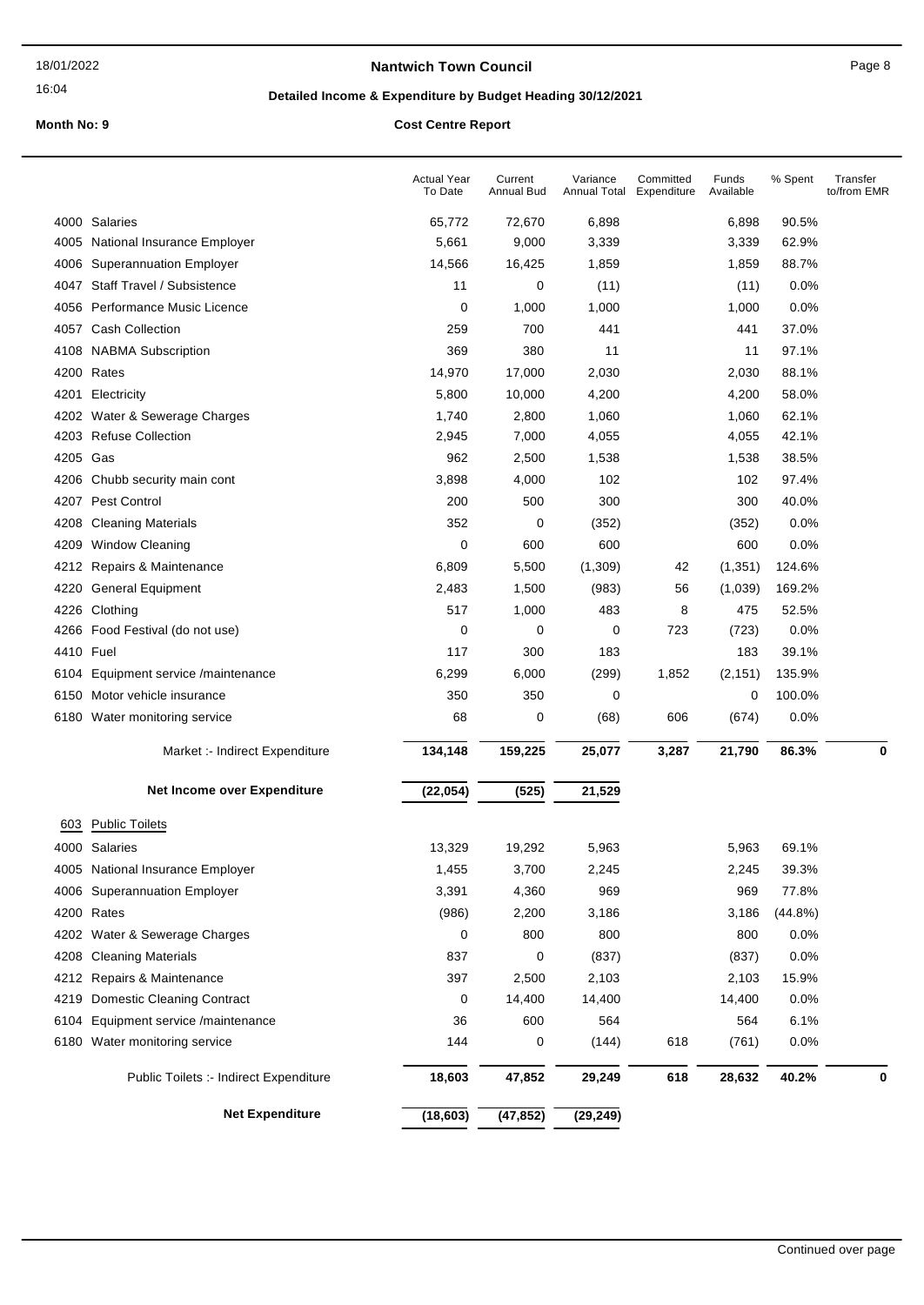## Nantwich Town Council

### Detailed Income & Expenditure by Budget Heading 30/12/2021

**Month No: 9** — **Cost Centre Report**

| | | Actual Year To Date | Current Annual Bud | Variance Annual Total | Committed Expenditure | Funds Available | % Spent | Transfer to/from EMR |
|---|---|---|---|---|---|---|---|---|
| 4000 | Salaries | 65,772 | 72,670 | 6,898 | | 6,898 | 90.5% | |
| 4005 | National Insurance Employer | 5,661 | 9,000 | 3,339 | | 3,339 | 62.9% | |
| 4006 | Superannuation Employer | 14,566 | 16,425 | 1,859 | | 1,859 | 88.7% | |
| 4047 | Staff Travel / Subsistence | 11 | 0 | (11) | | (11) | 0.0% | |
| 4056 | Performance Music Licence | 0 | 1,000 | 1,000 | | 1,000 | 0.0% | |
| 4057 | Cash Collection | 259 | 700 | 441 | | 441 | 37.0% | |
| 4108 | NABMA Subscription | 369 | 380 | 11 | | 11 | 97.1% | |
| 4200 | Rates | 14,970 | 17,000 | 2,030 | | 2,030 | 88.1% | |
| 4201 | Electricity | 5,800 | 10,000 | 4,200 | | 4,200 | 58.0% | |
| 4202 | Water & Sewerage Charges | 1,740 | 2,800 | 1,060 | | 1,060 | 62.1% | |
| 4203 | Refuse Collection | 2,945 | 7,000 | 4,055 | | 4,055 | 42.1% | |
| 4205 | Gas | 962 | 2,500 | 1,538 | | 1,538 | 38.5% | |
| 4206 | Chubb security main cont | 3,898 | 4,000 | 102 | | 102 | 97.4% | |
| 4207 | Pest Control | 200 | 500 | 300 | | 300 | 40.0% | |
| 4208 | Cleaning Materials | 352 | 0 | (352) | | (352) | 0.0% | |
| 4209 | Window Cleaning | 0 | 600 | 600 | | 600 | 0.0% | |
| 4212 | Repairs & Maintenance | 6,809 | 5,500 | (1,309) | 42 | (1,351) | 124.6% | |
| 4220 | General Equipment | 2,483 | 1,500 | (983) | 56 | (1,039) | 169.2% | |
| 4226 | Clothing | 517 | 1,000 | 483 | 8 | 475 | 52.5% | |
| 4266 | Food Festival (do not use) | 0 | 0 | 0 | 723 | (723) | 0.0% | |
| 4410 | Fuel | 117 | 300 | 183 | | 183 | 39.1% | |
| 6104 | Equipment service /maintenance | 6,299 | 6,000 | (299) | 1,852 | (2,151) | 135.9% | |
| 6150 | Motor vehicle insurance | 350 | 350 | 0 | | 0 | 100.0% | |
| 6180 | Water monitoring service | 68 | 0 | (68) | 606 | (674) | 0.0% | |
| | **Market :- Indirect Expenditure** | **134,148** | **159,225** | **25,077** | **3,287** | **21,790** | **86.3%** | **0** |
| | **Net Income over Expenditure** | **(22,054)** | **(525)** | **21,529** | | | | |
| 603 | Public Toilets | | | | | | | |
| 4000 | Salaries | 13,329 | 19,292 | 5,963 | | 5,963 | 69.1% | |
| 4005 | National Insurance Employer | 1,455 | 3,700 | 2,245 | | 2,245 | 39.3% | |
| 4006 | Superannuation Employer | 3,391 | 4,360 | 969 | | 969 | 77.8% | |
| 4200 | Rates | (986) | 2,200 | 3,186 | | 3,186 | (44.8%) | |
| 4202 | Water & Sewerage Charges | 0 | 800 | 800 | | 800 | 0.0% | |
| 4208 | Cleaning Materials | 837 | 0 | (837) | | (837) | 0.0% | |
| 4212 | Repairs & Maintenance | 397 | 2,500 | 2,103 | | 2,103 | 15.9% | |
| 4219 | Domestic Cleaning Contract | 0 | 14,400 | 14,400 | | 14,400 | 0.0% | |
| 6104 | Equipment service /maintenance | 36 | 600 | 564 | | 564 | 6.1% | |
| 6180 | Water monitoring service | 144 | 0 | (144) | 618 | (761) | 0.0% | |
| | **Public Toilets :- Indirect Expenditure** | **18,603** | **47,852** | **29,249** | **618** | **28,632** | **40.2%** | **0** |
| | **Net Expenditure** | **(18,603)** | **(47,852)** | **(29,249)** | | | | |

Continued over page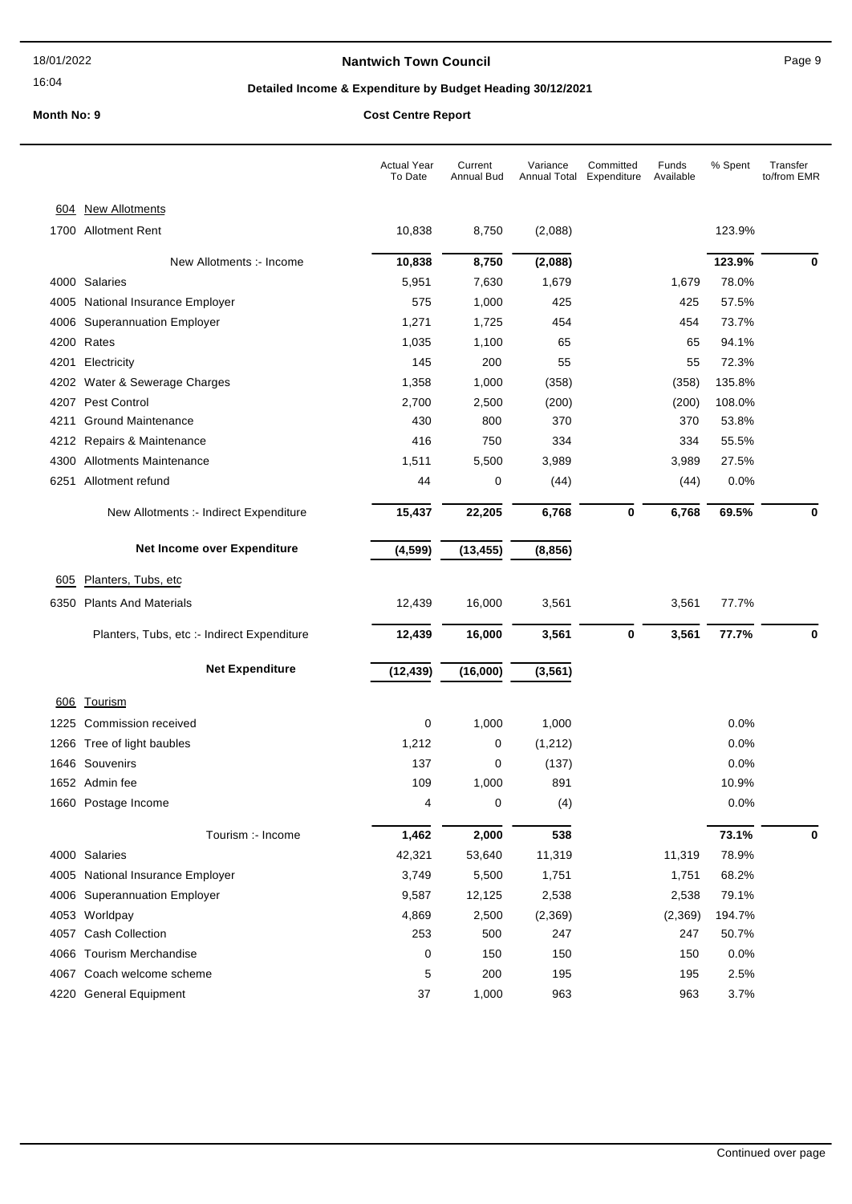**Nantwich Town Council**

**Detailed Income & Expenditure by Budget Heading 30/12/2021**

**Month No: 9**

**Cost Centre Report**

| | | Actual Year To Date | Current Annual Bud | Variance Annual Total | Committed Expenditure | Funds Available | % Spent | Transfer to/from EMR |
|---|---|---|---|---|---|---|---|---|
| 604 | New Allotments | | | | | | | |
| 1700 | Allotment Rent | 10,838 | 8,750 | (2,088) | | | 123.9% | |
| | New Allotments :- Income | **10,838** | **8,750** | **(2,088)** | | | **123.9%** | **0** |
| 4000 | Salaries | 5,951 | 7,630 | 1,679 | | 1,679 | 78.0% | |
| 4005 | National Insurance Employer | 575 | 1,000 | 425 | | 425 | 57.5% | |
| 4006 | Superannuation Employer | 1,271 | 1,725 | 454 | | 454 | 73.7% | |
| 4200 | Rates | 1,035 | 1,100 | 65 | | 65 | 94.1% | |
| 4201 | Electricity | 145 | 200 | 55 | | 55 | 72.3% | |
| 4202 | Water & Sewerage Charges | 1,358 | 1,000 | (358) | | (358) | 135.8% | |
| 4207 | Pest Control | 2,700 | 2,500 | (200) | | (200) | 108.0% | |
| 4211 | Ground Maintenance | 430 | 800 | 370 | | 370 | 53.8% | |
| 4212 | Repairs & Maintenance | 416 | 750 | 334 | | 334 | 55.5% | |
| 4300 | Allotments Maintenance | 1,511 | 5,500 | 3,989 | | 3,989 | 27.5% | |
| 6251 | Allotment refund | 44 | 0 | (44) | | (44) | 0.0% | |
| | New Allotments :- Indirect Expenditure | **15,437** | **22,205** | **6,768** | **0** | **6,768** | **69.5%** | **0** |
| | **Net Income over Expenditure** | **(4,599)** | **(13,455)** | **(8,856)** | | | | |
| 605 | Planters, Tubs, etc | | | | | | | |
| 6350 | Plants And Materials | 12,439 | 16,000 | 3,561 | | 3,561 | 77.7% | |
| | Planters, Tubs, etc :- Indirect Expenditure | **12,439** | **16,000** | **3,561** | **0** | **3,561** | **77.7%** | **0** |
| | **Net Expenditure** | **(12,439)** | **(16,000)** | **(3,561)** | | | | |
| 606 | Tourism | | | | | | | |
| 1225 | Commission received | 0 | 1,000 | 1,000 | | | 0.0% | |
| 1266 | Tree of light baubles | 1,212 | 0 | (1,212) | | | 0.0% | |
| 1646 | Souvenirs | 137 | 0 | (137) | | | 0.0% | |
| 1652 | Admin fee | 109 | 1,000 | 891 | | | 10.9% | |
| 1660 | Postage Income | 4 | 0 | (4) | | | 0.0% | |
| | Tourism :- Income | **1,462** | **2,000** | **538** | | | **73.1%** | **0** |
| 4000 | Salaries | 42,321 | 53,640 | 11,319 | | 11,319 | 78.9% | |
| 4005 | National Insurance Employer | 3,749 | 5,500 | 1,751 | | 1,751 | 68.2% | |
| 4006 | Superannuation Employer | 9,587 | 12,125 | 2,538 | | 2,538 | 79.1% | |
| 4053 | Worldpay | 4,869 | 2,500 | (2,369) | | (2,369) | 194.7% | |
| 4057 | Cash Collection | 253 | 500 | 247 | | 247 | 50.7% | |
| 4066 | Tourism Merchandise | 0 | 150 | 150 | | 150 | 0.0% | |
| 4067 | Coach welcome scheme | 5 | 200 | 195 | | 195 | 2.5% | |
| 4220 | General Equipment | 37 | 1,000 | 963 | | 963 | 3.7% | |

Continued over page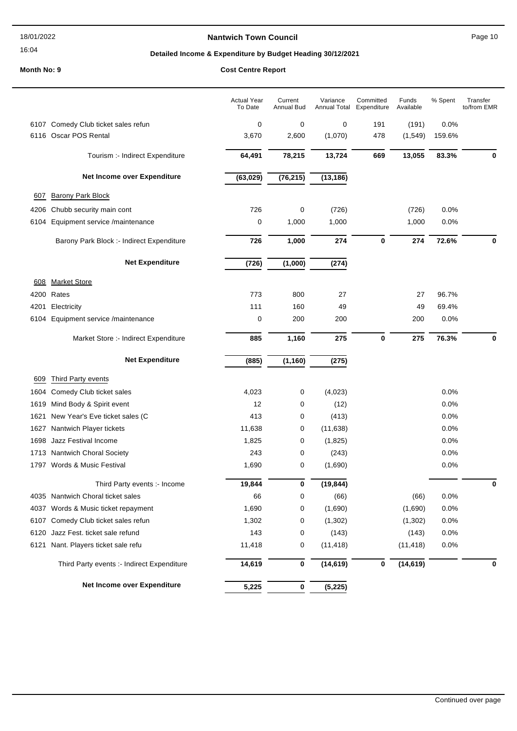**Nantwich Town Council**

**Detailed Income & Expenditure by Budget Heading 30/12/2021**

**Month No: 9**

**Cost Centre Report**

| | | Actual Year To Date | Current Annual Bud | Variance Annual Total | Committed Expenditure | Funds Available | % Spent | Transfer to/from EMR |
|---|---|---|---|---|---|---|---|---|
| 6107 | Comedy Club ticket sales refun | 0 | 0 | 0 | 191 | (191) | 0.0% | |
| 6116 | Oscar POS Rental | 3,670 | 2,600 | (1,070) | 478 | (1,549) | 159.6% | |
| | Tourism :- Indirect Expenditure | **64,491** | **78,215** | **13,724** | **669** | **13,055** | **83.3%** | **0** |
| | **Net Income over Expenditure** | **(63,029)** | **(76,215)** | **(13,186)** | | | | |
| 607 | Barony Park Block | | | | | | | |
| 4206 | Chubb security main cont | 726 | 0 | (726) | | (726) | 0.0% | |
| 6104 | Equipment service /maintenance | 0 | 1,000 | 1,000 | | 1,000 | 0.0% | |
| | Barony Park Block :- Indirect Expenditure | **726** | **1,000** | **274** | **0** | **274** | **72.6%** | **0** |
| | **Net Expenditure** | **(726)** | **(1,000)** | **(274)** | | | | |
| 608 | Market Store | | | | | | | |
| 4200 | Rates | 773 | 800 | 27 | | 27 | 96.7% | |
| 4201 | Electricity | 111 | 160 | 49 | | 49 | 69.4% | |
| 6104 | Equipment service /maintenance | 0 | 200 | 200 | | 200 | 0.0% | |
| | Market Store :- Indirect Expenditure | **885** | **1,160** | **275** | **0** | **275** | **76.3%** | **0** |
| | **Net Expenditure** | **(885)** | **(1,160)** | **(275)** | | | | |
| 609 | Third Party events | | | | | | | |
| 1604 | Comedy Club ticket sales | 4,023 | 0 | (4,023) | | | 0.0% | |
| 1619 | Mind Body & Spirit event | 12 | 0 | (12) | | | 0.0% | |
| 1621 | New Year's Eve ticket sales (C | 413 | 0 | (413) | | | 0.0% | |
| 1627 | Nantwich Player tickets | 11,638 | 0 | (11,638) | | | 0.0% | |
| 1698 | Jazz Festival Income | 1,825 | 0 | (1,825) | | | 0.0% | |
| 1713 | Nantwich Choral Society | 243 | 0 | (243) | | | 0.0% | |
| 1797 | Words & Music Festival | 1,690 | 0 | (1,690) | | | 0.0% | |
| | Third Party events :- Income | **19,844** | **0** | **(19,844)** | | | | **0** |
| 4035 | Nantwich Choral ticket sales | 66 | 0 | (66) | | (66) | 0.0% | |
| 4037 | Words & Music ticket repayment | 1,690 | 0 | (1,690) | | (1,690) | 0.0% | |
| 6107 | Comedy Club ticket sales refun | 1,302 | 0 | (1,302) | | (1,302) | 0.0% | |
| 6120 | Jazz Fest. ticket sale refund | 143 | 0 | (143) | | (143) | 0.0% | |
| 6121 | Nant. Players ticket sale refu | 11,418 | 0 | (11,418) | | (11,418) | 0.0% | |
| | Third Party events :- Indirect Expenditure | **14,619** | **0** | **(14,619)** | **0** | **(14,619)** | | **0** |
| | **Net Income over Expenditure** | **5,225** | **0** | **(5,225)** | | | | |

Continued over page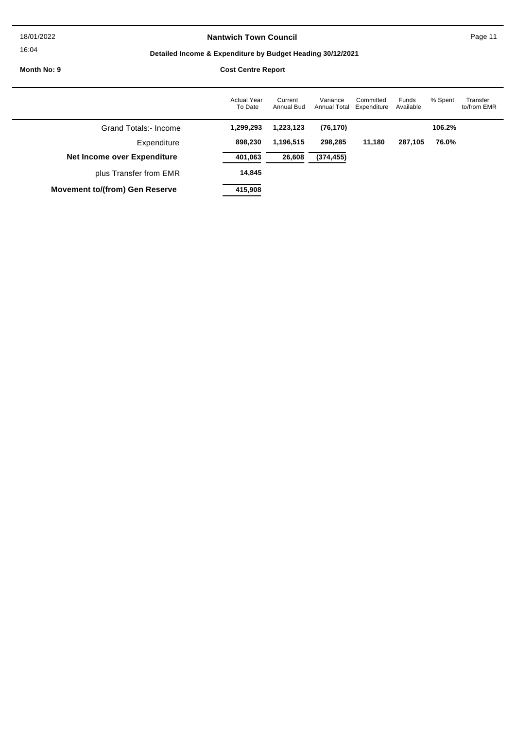18/01/2022

16:04

**Nantwich Town Council**

**Detailed Income & Expenditure by Budget Heading 30/12/2021**

**Month No: 9**

**Cost Centre Report**

| | Actual Year To Date | Current Annual Bud | Variance Annual Total | Committed Expenditure | Funds Available | % Spent | Transfer to/from EMR |
|---|---|---|---|---|---|---|---|
| Grand Totals:- Income | **1,299,293** | **1,223,123** | **(76,170)** | | | **106.2%** | |
| Expenditure | **898,230** | **1,196,515** | **298,285** | **11,180** | **287,105** | **76.0%** | |
| **Net Income over Expenditure** | **401,063** | **26,608** | **(374,455)** | | | | |
| plus Transfer from EMR | **14,845** | | | | | | |
| **Movement to/(from) Gen Reserve** | **415,908** | | | | | | |